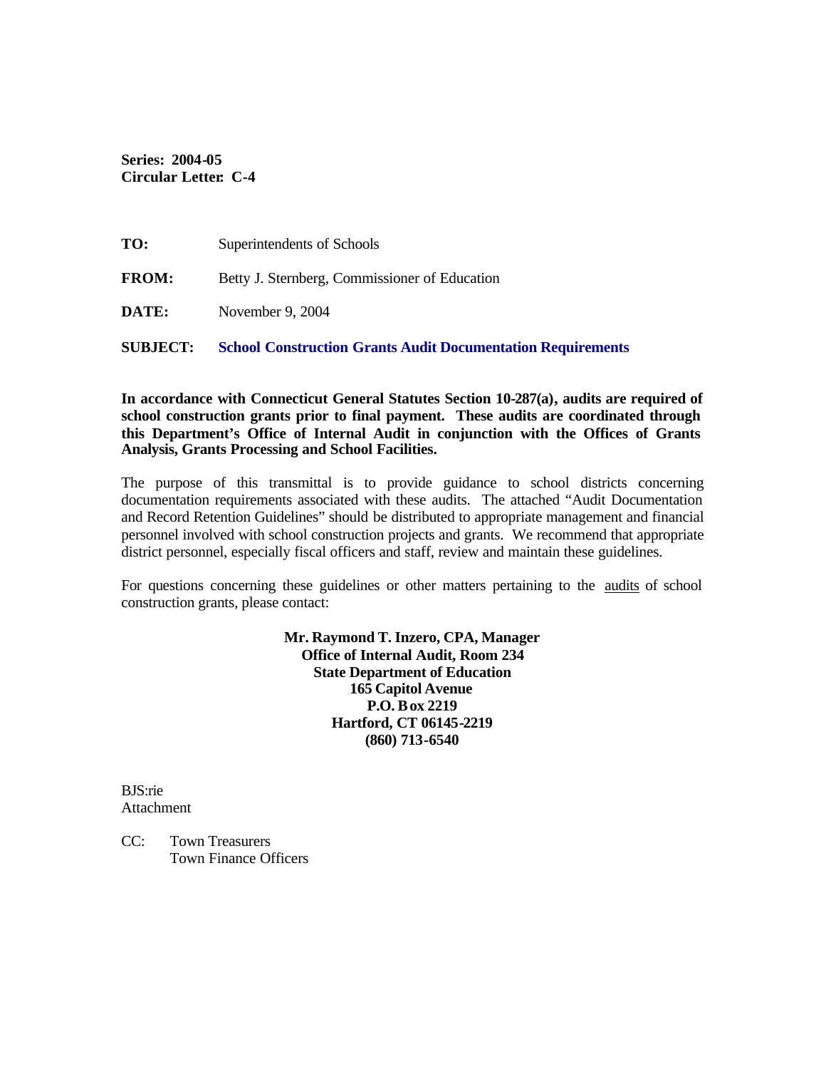**Series: 2004-05**
**Circular Letter: C-4**

**TO:** Superintendents of Schools

**FROM:** Betty J. Sternberg, Commissioner of Education

**DATE:** November 9, 2004

**SUBJECT:** **School Construction Grants Audit Documentation Requirements**

**In accordance with Connecticut General Statutes Section 10-287(a), audits are required of school construction grants prior to final payment. These audits are coordinated through this Department's Office of Internal Audit in conjunction with the Offices of Grants Analysis, Grants Processing and School Facilities.**

The purpose of this transmittal is to provide guidance to school districts concerning documentation requirements associated with these audits. The attached "Audit Documentation and Record Retention Guidelines" should be distributed to appropriate management and financial personnel involved with school construction projects and grants. We recommend that appropriate district personnel, especially fiscal officers and staff, review and maintain these guidelines.

For questions concerning these guidelines or other matters pertaining to the audits of school construction grants, please contact:

**Mr. Raymond T. Inzero, CPA, Manager**
**Office of Internal Audit, Room 234**
**State Department of Education**
**165 Capitol Avenue**
**P.O. Box 2219**
**Hartford, CT 06145-2219**
**(860) 713-6540**

BJS:rie
Attachment

CC: Town Treasurers
Town Finance Officers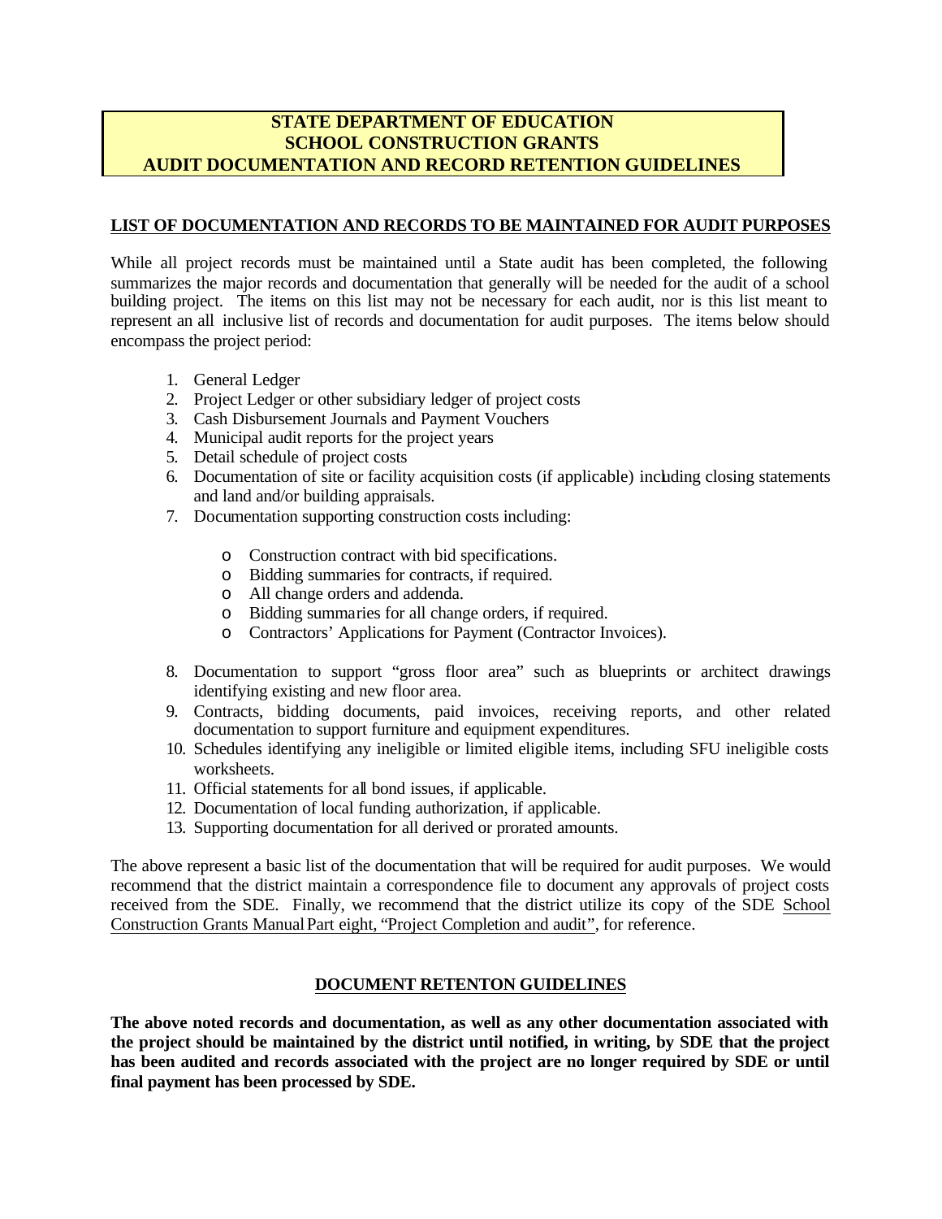# STATE DEPARTMENT OF EDUCATION
# SCHOOL CONSTRUCTION GRANTS
# AUDIT DOCUMENTATION AND RECORD RETENTION GUIDELINES

## LIST OF DOCUMENTATION AND RECORDS TO BE MAINTAINED FOR AUDIT PURPOSES

While all project records must be maintained until a State audit has been completed, the following summarizes the major records and documentation that generally will be needed for the audit of a school building project. The items on this list may not be necessary for each audit, nor is this list meant to represent an all inclusive list of records and documentation for audit purposes. The items below should encompass the project period:

1. General Ledger
2. Project Ledger or other subsidiary ledger of project costs
3. Cash Disbursement Journals and Payment Vouchers
4. Municipal audit reports for the project years
5. Detail schedule of project costs
6. Documentation of site or facility acquisition costs (if applicable) including closing statements and land and/or building appraisals.
7. Documentation supporting construction costs including:
   - Construction contract with bid specifications.
   - Bidding summaries for contracts, if required.
   - All change orders and addenda.
   - Bidding summaries for all change orders, if required.
   - Contractors' Applications for Payment (Contractor Invoices).
8. Documentation to support "gross floor area" such as blueprints or architect drawings identifying existing and new floor area.
9. Contracts, bidding documents, paid invoices, receiving reports, and other related documentation to support furniture and equipment expenditures.
10. Schedules identifying any ineligible or limited eligible items, including SFU ineligible costs worksheets.
11. Official statements for all bond issues, if applicable.
12. Documentation of local funding authorization, if applicable.
13. Supporting documentation for all derived or prorated amounts.

The above represent a basic list of the documentation that will be required for audit purposes. We would recommend that the district maintain a correspondence file to document any approvals of project costs received from the SDE. Finally, we recommend that the district utilize its copy of the SDE School Construction Grants Manual Part eight, "Project Completion and audit", for reference.

## DOCUMENT RETENTON GUIDELINES

**The above noted records and documentation, as well as any other documentation associated with the project should be maintained by the district until notified, in writing, by SDE that the project has been audited and records associated with the project are no longer required by SDE or until final payment has been processed by SDE.**